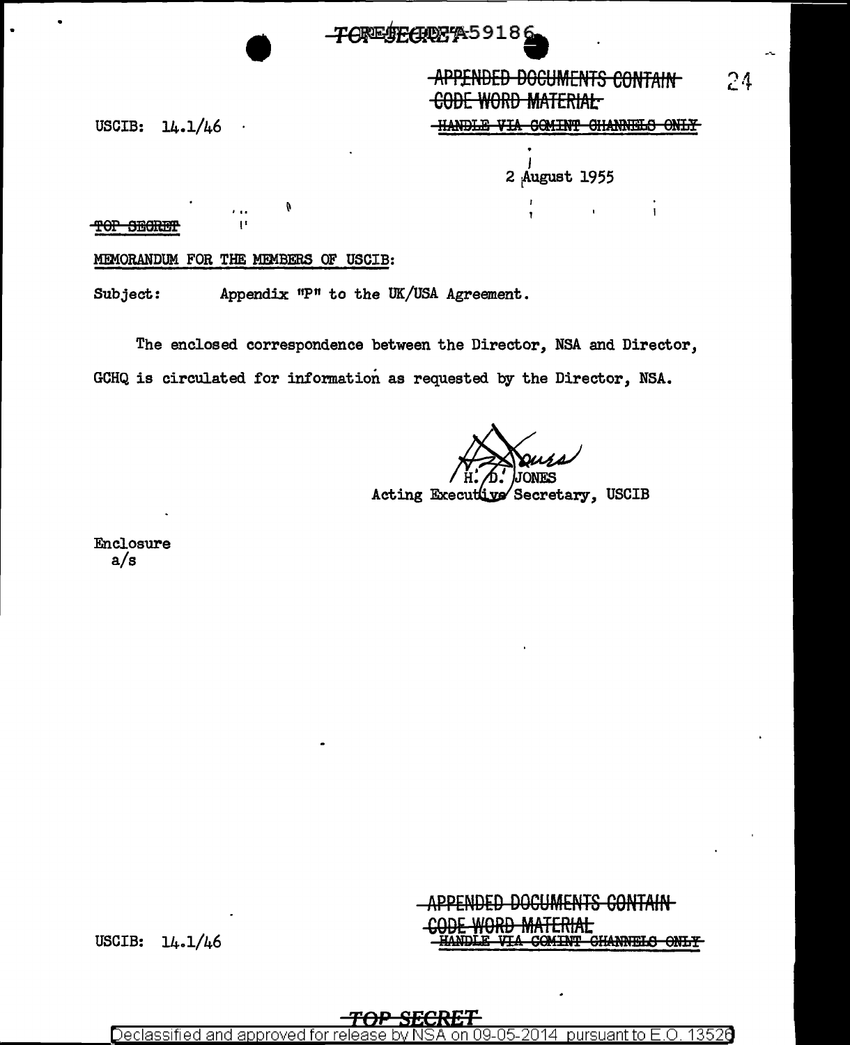~~APPENDED DOCUMENTS CONTAIN CODE WORD MATERIAL~~
~~HANDLE VIA COMINT CHANNELS ONLY~~

USCIB: 14.1/46

2 August 1955

~~TOP SECRET~~

MEMORANDUM FOR THE MEMBERS OF USCIB:

Subject: Appendix "P" to the UK/USA Agreement.

The enclosed correspondence between the Director, NSA and Director, GCHQ is circulated for information as requested by the Director, NSA.

H. D. JONES
Acting Executive Secretary, USCIB

Enclosure
a/s

USCIB: 14.1/46

~~APPENDED DOCUMENTS CONTAIN CODE WORD MATERIAL~~
~~HANDLE VIA COMINT CHANNELS ONLY~~

~~TOP SECRET~~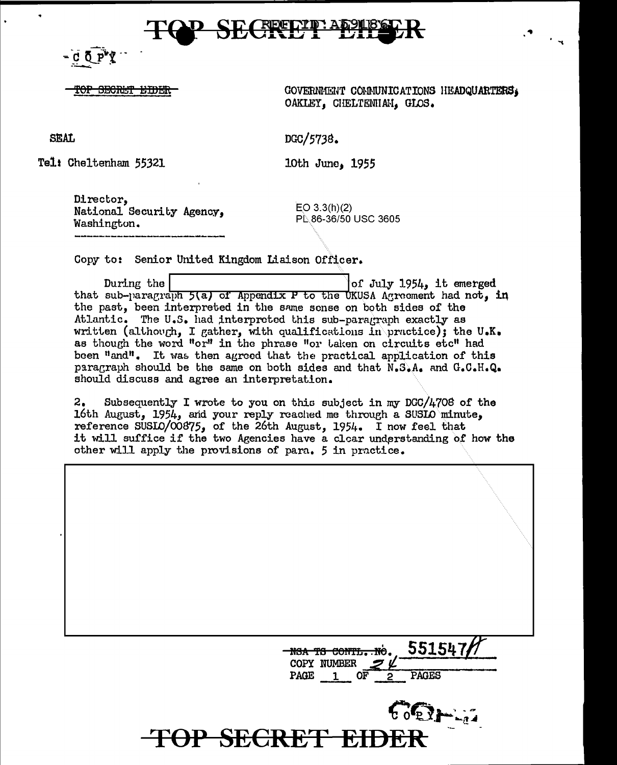TOP SECRET EIDER

- COPY -

~~TOP SECRET EIDER~~

GOVERNMENT COMMUNICATIONS HEADQUARTERS,
OAKLEY, CHELTENHAM, GLOS.

SEAL

DGC/5738.

Tel: Cheltenham 55321

10th June, 1955

Director,
National Security Agency,
Washington.

EO 3.3(h)(2)
PL 86-36/50 USC 3605

Copy to: Senior United Kingdom Liaison Officer.

During the [REDACTED] of July 1954, it emerged that sub-paragraph 5(a) of Appendix P to the UKUSA Agreement had not, in the past, been interpreted in the same sense on both sides of the Atlantic. The U.S. had interpreted this sub-paragraph exactly as written (although, I gather, with qualifications in practice); the U.K. as though the word "or" in the phrase "or taken on circuits etc" had been "and". It was then agreed that the practical application of this paragraph should be the same on both sides and that N.S.A. and G.C.H.Q. should discuss and agree an interpretation.

2. Subsequently I wrote to you on this subject in my DGC/4708 of the 16th August, 1954, and your reply reached me through a SUSLO minute, reference SUSLO/00875, of the 26th August, 1954. I now feel that it will suffice if the two Agencies have a clear understanding of how the other will apply the provisions of para. 5 in practice.

[REDACTED]

~~NSA TS CONTL. NO.~~ 551547
COPY NUMBER 2
PAGE 1 OF 2 PAGES

COPY

TOP SECRET EIDER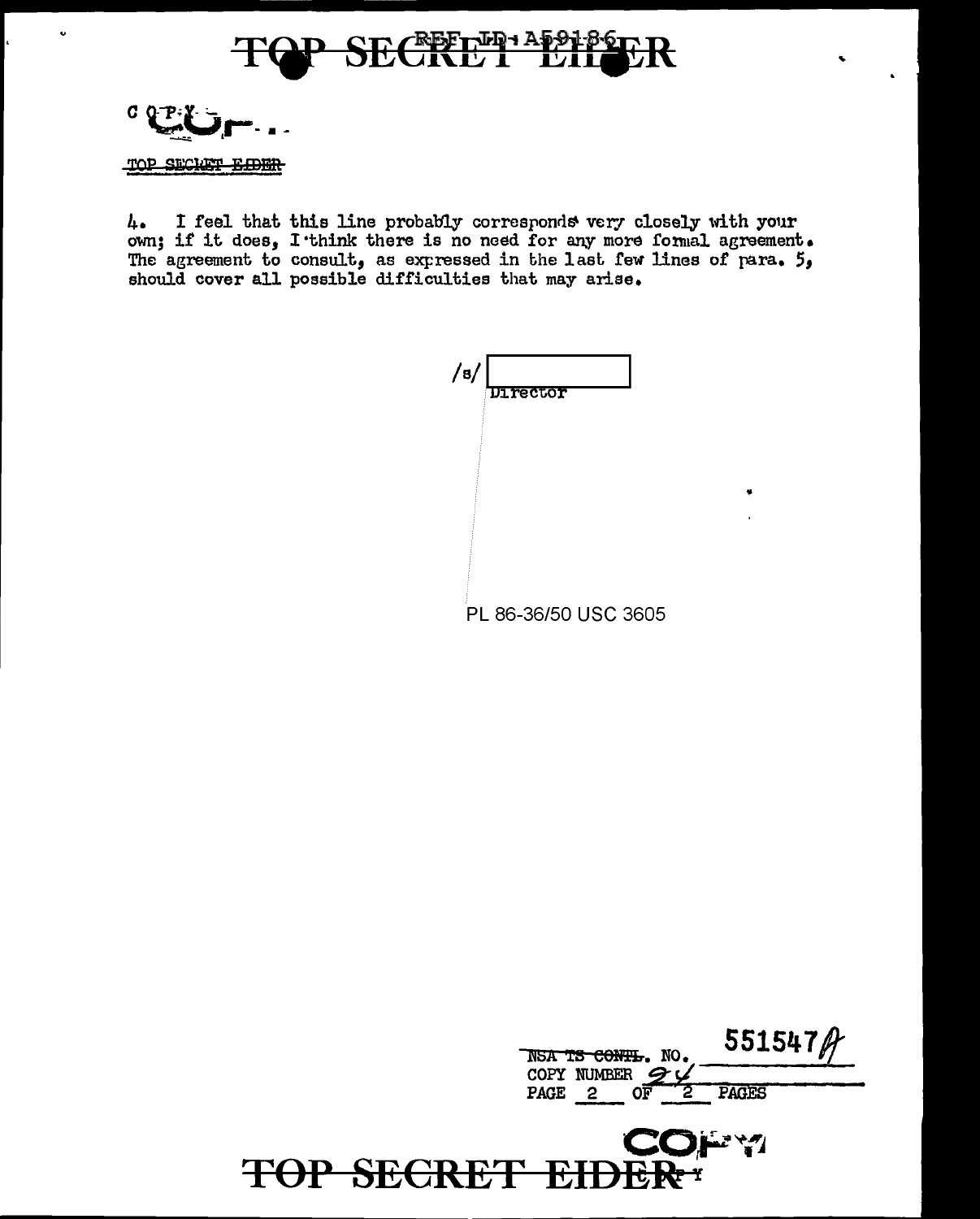COPY

~~TOP SECRET EIDER~~

4. I feel that this line probably corresponds very closely with your own; if it does, I think there is no need for any more formal agreement. The agreement to consult, as expressed in the last few lines of para. 5, should cover all possible difficulties that may arise.

/s/ [          ]
Director

PL 86-36/50 USC 3605

~~NSA TS CONTL.~~ NO. 551547A
COPY NUMBER 24
PAGE 2 OF 2 PAGES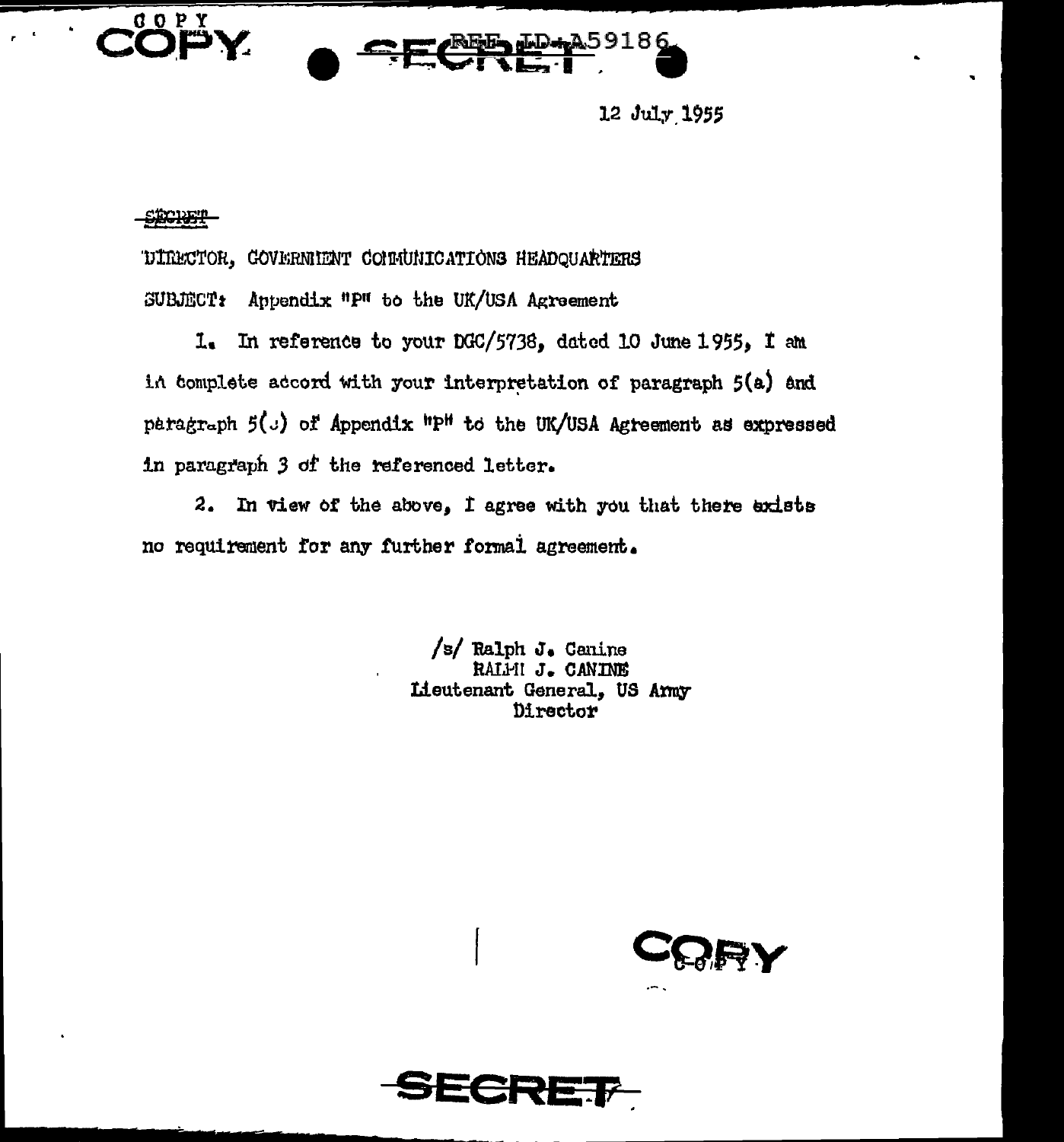COPY

SECRET REF ID:A59186

12 July 1955

SECRET

DIRECTOR, GOVERNMENT COMMUNICATIONS HEADQUARTERS

SUBJECT: Appendix "P" to the UK/USA Agreement

1. In reference to your DGC/5738, dated 10 June 1955, I am in complete accord with your interpretation of paragraph 5(a) and paragraph 5(j) of Appendix "P" to the UK/USA Agreement as expressed in paragraph 3 of the referenced letter.

2. In view of the above, I agree with you that there exists no requirement for any further formal agreement.

/s/ Ralph J. Canine
RALPH J. CANINE
Lieutenant General, US Army
Director

COPY

SECRET